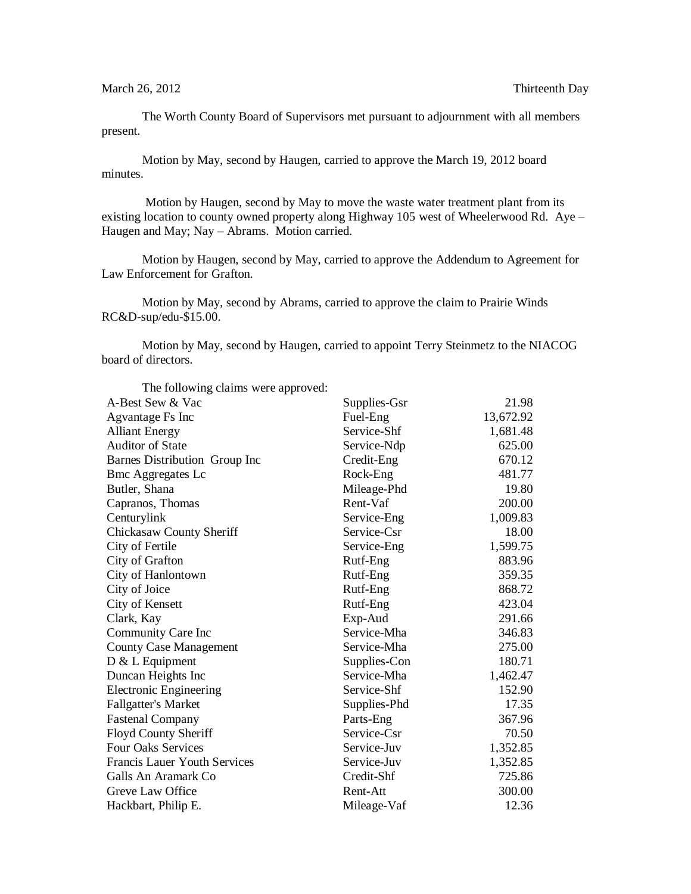March 26, 2012 Thirteenth Day

The Worth County Board of Supervisors met pursuant to adjournment with all members present.

Motion by May, second by Haugen, carried to approve the March 19, 2012 board minutes.

Motion by Haugen, second by May to move the waste water treatment plant from its existing location to county owned property along Highway 105 west of Wheelerwood Rd. Aye – Haugen and May; Nay – Abrams. Motion carried.

Motion by Haugen, second by May, carried to approve the Addendum to Agreement for Law Enforcement for Grafton.

Motion by May, second by Abrams, carried to approve the claim to Prairie Winds RC&D-sup/edu-$15.00.

Motion by May, second by Haugen, carried to appoint Terry Steinmetz to the NIACOG board of directors.

The following claims were approved:

| | | |
|---|---|---|
| A-Best Sew & Vac | Supplies-Gsr | 21.98 |
| Agvantage Fs Inc | Fuel-Eng | 13,672.92 |
| Alliant Energy | Service-Shf | 1,681.48 |
| Auditor of State | Service-Ndp | 625.00 |
| Barnes Distribution Group Inc | Credit-Eng | 670.12 |
| Bmc Aggregates Lc | Rock-Eng | 481.77 |
| Butler, Shana | Mileage-Phd | 19.80 |
| Capranos, Thomas | Rent-Vaf | 200.00 |
| Centurylink | Service-Eng | 1,009.83 |
| Chickasaw County Sheriff | Service-Csr | 18.00 |
| City of Fertile | Service-Eng | 1,599.75 |
| City of Grafton | Rutf-Eng | 883.96 |
| City of Hanlontown | Rutf-Eng | 359.35 |
| City of Joice | Rutf-Eng | 868.72 |
| City of Kensett | Rutf-Eng | 423.04 |
| Clark, Kay | Exp-Aud | 291.66 |
| Community Care Inc | Service-Mha | 346.83 |
| County Case Management | Service-Mha | 275.00 |
| D & L Equipment | Supplies-Con | 180.71 |
| Duncan Heights Inc | Service-Mha | 1,462.47 |
| Electronic Engineering | Service-Shf | 152.90 |
| Fallgatter's Market | Supplies-Phd | 17.35 |
| Fastenal Company | Parts-Eng | 367.96 |
| Floyd County Sheriff | Service-Csr | 70.50 |
| Four Oaks Services | Service-Juv | 1,352.85 |
| Francis Lauer Youth Services | Service-Juv | 1,352.85 |
| Galls An Aramark Co | Credit-Shf | 725.86 |
| Greve Law Office | Rent-Att | 300.00 |
| Hackbart, Philip E. | Mileage-Vaf | 12.36 |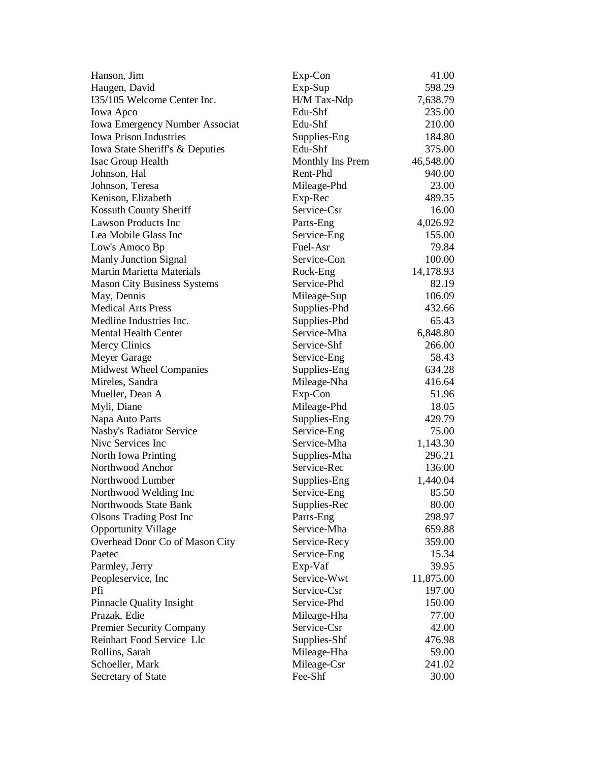| | | |
|---|---|---|
| Hanson, Jim | Exp-Con | 41.00 |
| Haugen, David | Exp-Sup | 598.29 |
| I35/105 Welcome Center Inc. | H/M Tax-Ndp | 7,638.79 |
| Iowa Apco | Edu-Shf | 235.00 |
| Iowa Emergency Number Associat | Edu-Shf | 210.00 |
| Iowa Prison Industries | Supplies-Eng | 184.80 |
| Iowa State Sheriff's & Deputies | Edu-Shf | 375.00 |
| Isac Group Health | Monthly Ins Prem | 46,548.00 |
| Johnson, Hal | Rent-Phd | 940.00 |
| Johnson, Teresa | Mileage-Phd | 23.00 |
| Kenison, Elizabeth | Exp-Rec | 489.35 |
| Kossuth County Sheriff | Service-Csr | 16.00 |
| Lawson Products Inc | Parts-Eng | 4,026.92 |
| Lea Mobile Glass Inc | Service-Eng | 155.00 |
| Low's Amoco Bp | Fuel-Asr | 79.84 |
| Manly Junction Signal | Service-Con | 100.00 |
| Martin Marietta Materials | Rock-Eng | 14,178.93 |
| Mason City Business Systems | Service-Phd | 82.19 |
| May, Dennis | Mileage-Sup | 106.09 |
| Medical Arts Press | Supplies-Phd | 432.66 |
| Medline Industries Inc. | Supplies-Phd | 65.43 |
| Mental Health Center | Service-Mha | 6,848.80 |
| Mercy Clinics | Service-Shf | 266.00 |
| Meyer Garage | Service-Eng | 58.43 |
| Midwest Wheel Companies | Supplies-Eng | 634.28 |
| Mireles, Sandra | Mileage-Nha | 416.64 |
| Mueller, Dean A | Exp-Con | 51.96 |
| Myli, Diane | Mileage-Phd | 18.05 |
| Napa Auto Parts | Supplies-Eng | 429.79 |
| Nasby's Radiator Service | Service-Eng | 75.00 |
| Nivc Services Inc | Service-Mha | 1,143.30 |
| North Iowa Printing | Supplies-Mha | 296.21 |
| Northwood Anchor | Service-Rec | 136.00 |
| Northwood Lumber | Supplies-Eng | 1,440.04 |
| Northwood Welding Inc | Service-Eng | 85.50 |
| Northwoods State Bank | Supplies-Rec | 80.00 |
| Olsons Trading Post Inc | Parts-Eng | 298.97 |
| Opportunity Village | Service-Mha | 659.88 |
| Overhead Door Co of Mason City | Service-Recy | 359.00 |
| Paetec | Service-Eng | 15.34 |
| Parmley, Jerry | Exp-Vaf | 39.95 |
| Peopleservice, Inc | Service-Wwt | 11,875.00 |
| Pfi | Service-Csr | 197.00 |
| Pinnacle Quality Insight | Service-Phd | 150.00 |
| Prazak, Edie | Mileage-Hha | 77.00 |
| Premier Security Company | Service-Csr | 42.00 |
| Reinhart Food Service Llc | Supplies-Shf | 476.98 |
| Rollins, Sarah | Mileage-Hha | 59.00 |
| Schoeller, Mark | Mileage-Csr | 241.02 |
| Secretary of State | Fee-Shf | 30.00 |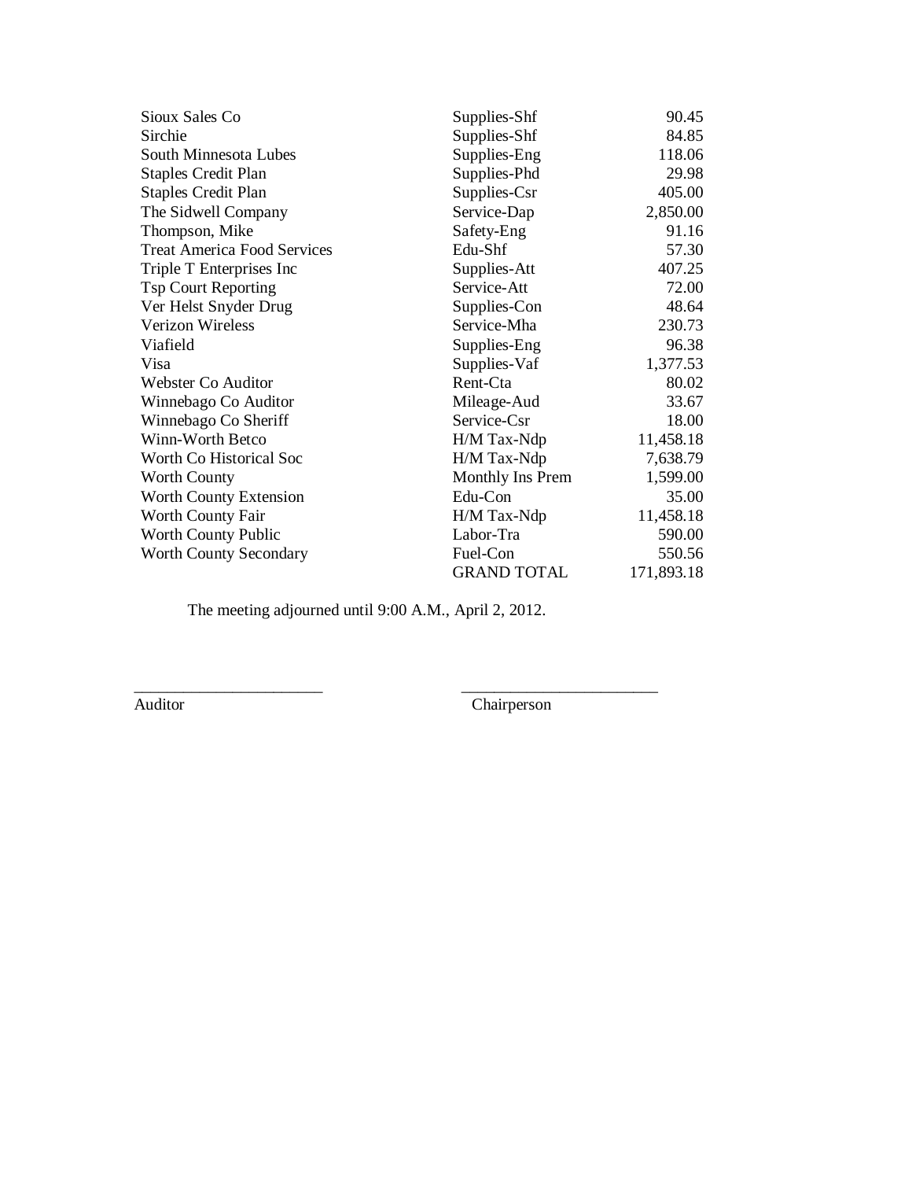| | | |
|---|---|---|
| Sioux Sales Co | Supplies-Shf | 90.45 |
| Sirchie | Supplies-Shf | 84.85 |
| South Minnesota Lubes | Supplies-Eng | 118.06 |
| Staples Credit Plan | Supplies-Phd | 29.98 |
| Staples Credit Plan | Supplies-Csr | 405.00 |
| The Sidwell Company | Service-Dap | 2,850.00 |
| Thompson, Mike | Safety-Eng | 91.16 |
| Treat America Food Services | Edu-Shf | 57.30 |
| Triple T Enterprises Inc | Supplies-Att | 407.25 |
| Tsp Court Reporting | Service-Att | 72.00 |
| Ver Helst Snyder Drug | Supplies-Con | 48.64 |
| Verizon Wireless | Service-Mha | 230.73 |
| Viafield | Supplies-Eng | 96.38 |
| Visa | Supplies-Vaf | 1,377.53 |
| Webster Co Auditor | Rent-Cta | 80.02 |
| Winnebago Co Auditor | Mileage-Aud | 33.67 |
| Winnebago Co Sheriff | Service-Csr | 18.00 |
| Winn-Worth Betco | H/M Tax-Ndp | 11,458.18 |
| Worth Co Historical Soc | H/M Tax-Ndp | 7,638.79 |
| Worth County | Monthly Ins Prem | 1,599.00 |
| Worth County Extension | Edu-Con | 35.00 |
| Worth County Fair | H/M Tax-Ndp | 11,458.18 |
| Worth County Public | Labor-Tra | 590.00 |
| Worth County Secondary | Fuel-Con | 550.56 |
| | GRAND TOTAL | 171,893.18 |

The meeting adjourned until 9:00 A.M., April 2, 2012.

_______________________ _______________________

Auditor Chairperson